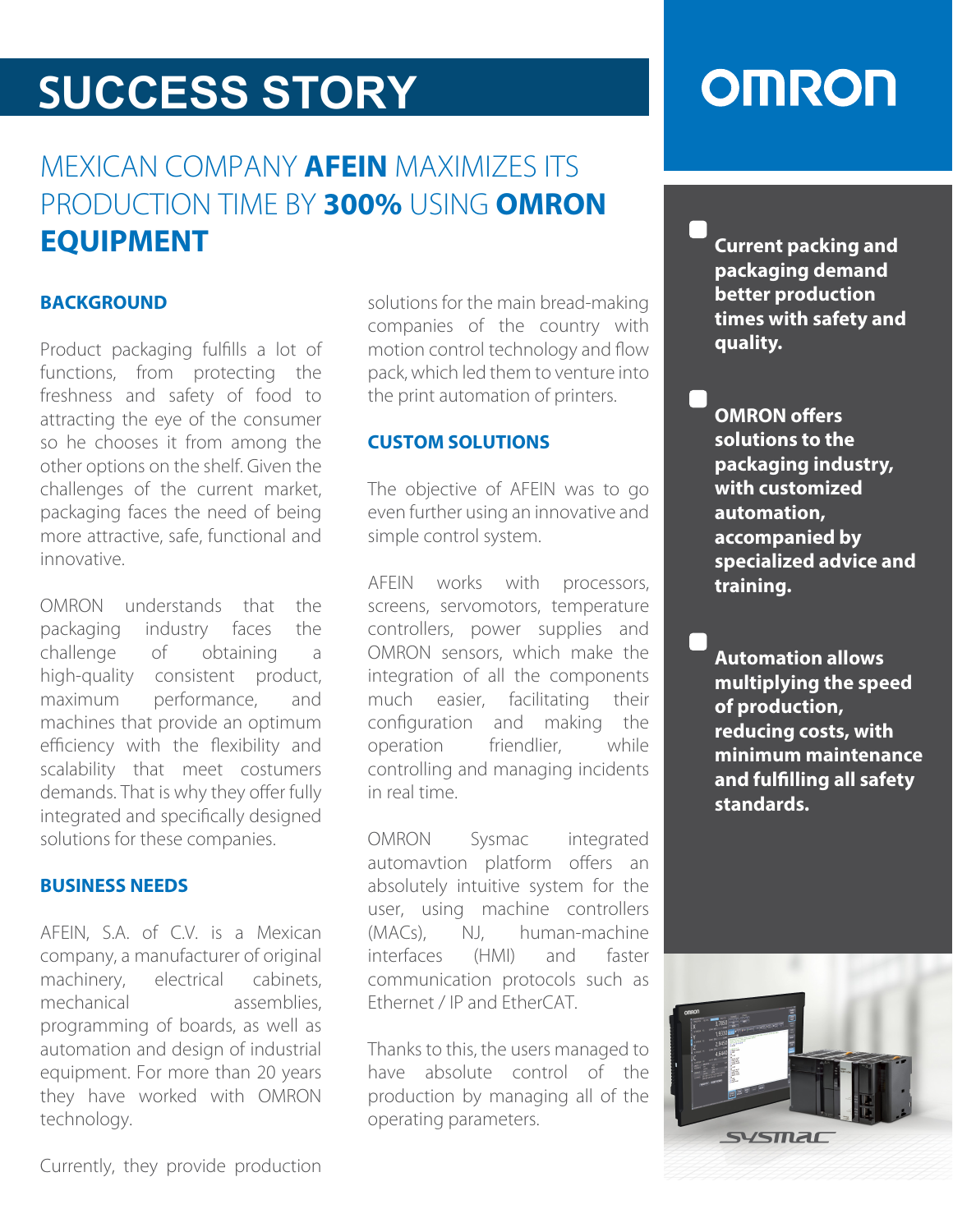# SUCCESS STORY

OMRON

## MEXICAN COMPANY **AFEIN** MAXIMIZES ITS PRODUCTION TIME BY **300%** USING **OMRON EQUIPMENT**

### BACKGROUND

Product packaging fulfills a lot of functions, from protecting the freshness and safety of food to attracting the eye of the consumer so he chooses it from among the other options on the shelf. Given the challenges of the current market, packaging faces the need of being more attractive, safe, functional and innovative.

OMRON understands that the packaging industry faces the challenge of obtaining a high-quality consistent product, maximum performance, and machines that provide an optimum efficiency with the flexibility and scalability that meet costumers demands. That is why they offer fully integrated and specifically designed solutions for these companies.

### BUSINESS NEEDS

AFEIN, S.A. of C.V. is a Mexican company, a manufacturer of original machinery, electrical cabinets, mechanical assemblies, programming of boards, as well as automation and design of industrial equipment. For more than 20 years they have worked with OMRON technology.

Currently, they provide production solutions for the main bread-making companies of the country with motion control technology and flow pack, which led them to venture into the print automation of printers.

### CUSTOM SOLUTIONS

The objective of AFEIN was to go even further using an innovative and simple control system.

AFEIN works with processors, screens, servomotors, temperature controllers, power supplies and OMRON sensors, which make the integration of all the components much easier, facilitating their configuration and making the operation friendlier, while controlling and managing incidents in real time.

OMRON Sysmac integrated automavtion platform offers an absolutely intuitive system for the user, using machine controllers (MACs), NJ, human-machine interfaces (HMI) and faster communication protocols such as Ethernet / IP and EtherCAT.

Thanks to this, the users managed to have absolute control of the production by managing all of the operating parameters.

- **Current packing and packaging demand better production times with safety and quality.**
- **OMRON offers solutions to the packaging industry, with customized automation, accompanied by specialized advice and training.**
- **Automation allows multiplying the speed of production, reducing costs, with minimum maintenance and fulfilling all safety standards.**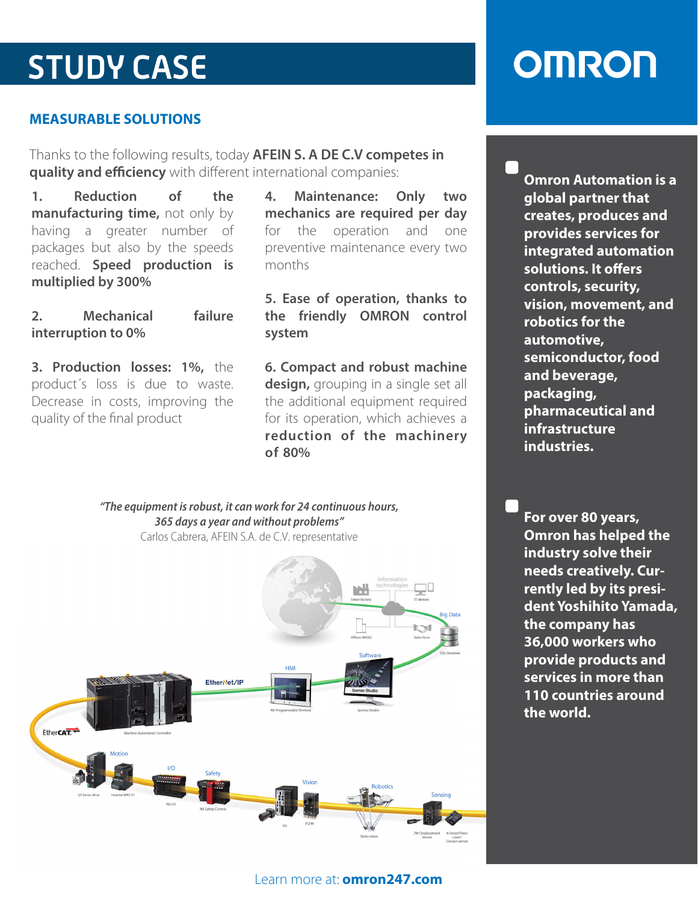# STUDY CASE

omron

## MEASURABLE SOLUTIONS

Thanks to the following results, today **AFEIN S. A DE C.V competes in quality and efficiency** with different international companies:

**1. Reduction of the manufacturing time,** not only by having a greater number of packages but also by the speeds reached. **Speed production is multiplied by 300%**

**2. Mechanical failure interruption to 0%**

**3. Production losses: 1%,** the product´s loss is due to waste. Decrease in costs, improving the quality of the final product

**4. Maintenance: Only two mechanics are required per day** for the operation and one preventive maintenance every two months

**5. Ease of operation, thanks to the friendly OMRON control system**

**6. Compact and robust machine design,** grouping in a single set all the additional equipment required for its operation, which achieves a **reduction of the machinery of 80%**

*"The equipment is robust, it can work for 24 continuous hours, 365 days a year and without problems"*
Carlos Cabrera, AFEIN S.A. de C.V. representative

Information technologies
Smart factory
IT devices
Big Data
Offices HIHO2
Sales force
SQL Database
Software
Sysmac Studio
HMI
NA Programmable Terminal
EtherNet/IP
Machine Automation Controller
EtherCAT
Motion
G5 Servo drive
Inverter MX2 V1
I/O
NX I/O
Safety
NX Safety Control
Vision
FH
FQ-M
Robotics
Delta robot
Sensing
ZW Displacement Sensor
N-Smart Fiber/Laser/Contact sensor

**Omron Automation is a global partner that creates, produces and provides services for integrated automation solutions. It offers controls, security, vision, movement, and robotics for the automotive, semiconductor, food and beverage, packaging, pharmaceutical and infrastructure industries.**

**For over 80 years, Omron has helped the industry solve their needs creatively. Currently led by its president Yoshihito Yamada, the company has 36,000 workers who provide products and services in more than 110 countries around the world.**

Learn more at: **omron247.com**